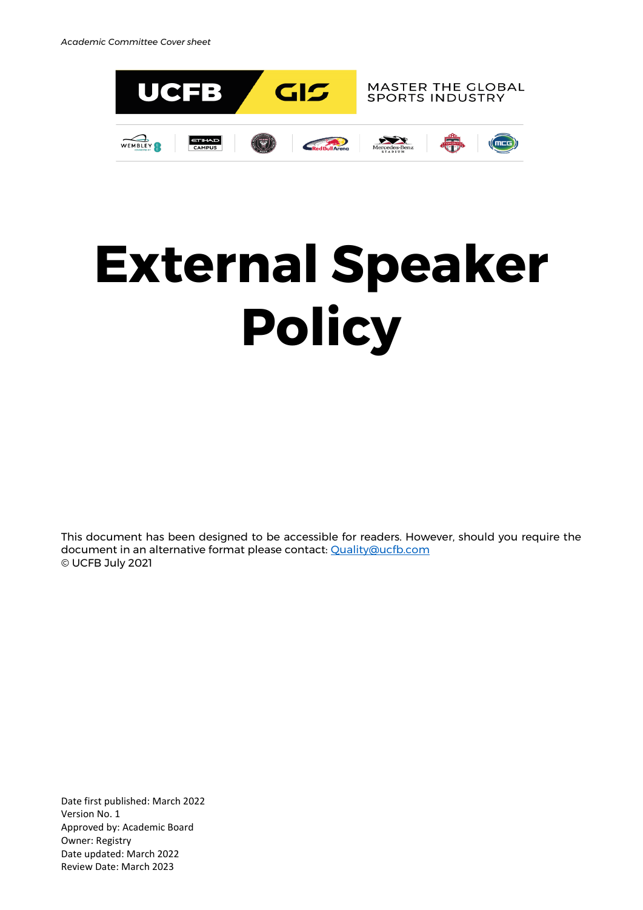*Academic Committee Cover sheet*

UCFB GIS — MASTER THE GLOBAL SPORTS INDUSTRY

# External Speaker Policy

This document has been designed to be accessible for readers. However, should you require the document in an alternative format please contact: [Quality@ucfb.com](mailto:Quality@ucfb.com)
© UCFB July 2021

Date first published: March 2022
Version No. 1
Approved by: Academic Board
Owner: Registry
Date updated: March 2022
Review Date: March 2023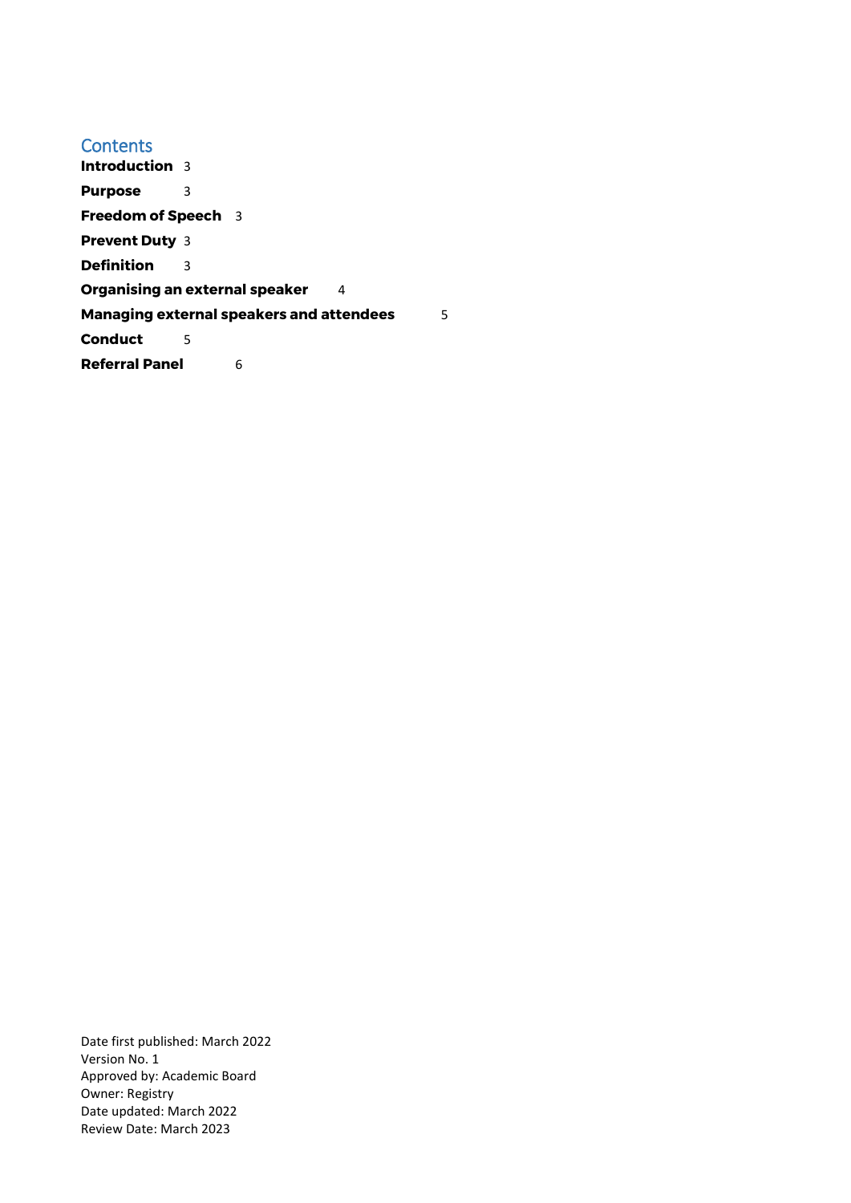## Contents

**Introduction** 3

**Purpose** 3

**Freedom of Speech** 3

**Prevent Duty** 3

**Definition** 3

**Organising an external speaker** 4

**Managing external speakers and attendees** 5

**Conduct** 5

**Referral Panel** 6

Date first published: March 2022
Version No. 1
Approved by: Academic Board
Owner: Registry
Date updated: March 2022
Review Date: March 2023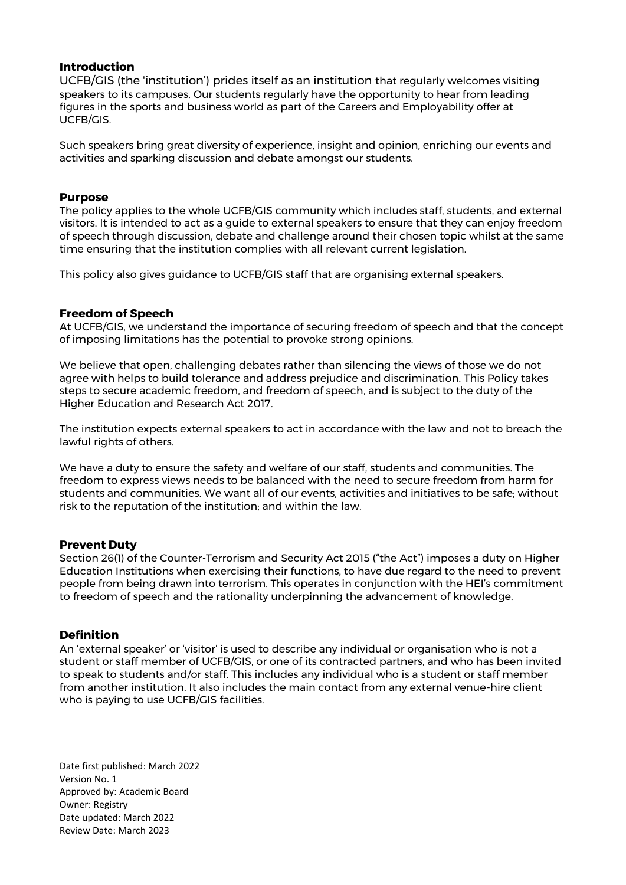## Introduction

UCFB/GIS (the 'institution') prides itself as an institution that regularly welcomes visiting speakers to its campuses. Our students regularly have the opportunity to hear from leading figures in the sports and business world as part of the Careers and Employability offer at UCFB/GIS.

Such speakers bring great diversity of experience, insight and opinion, enriching our events and activities and sparking discussion and debate amongst our students.

## Purpose

The policy applies to the whole UCFB/GIS community which includes staff, students, and external visitors. It is intended to act as a guide to external speakers to ensure that they can enjoy freedom of speech through discussion, debate and challenge around their chosen topic whilst at the same time ensuring that the institution complies with all relevant current legislation.

This policy also gives guidance to UCFB/GIS staff that are organising external speakers.

## Freedom of Speech

At UCFB/GIS, we understand the importance of securing freedom of speech and that the concept of imposing limitations has the potential to provoke strong opinions.

We believe that open, challenging debates rather than silencing the views of those we do not agree with helps to build tolerance and address prejudice and discrimination. This Policy takes steps to secure academic freedom, and freedom of speech, and is subject to the duty of the Higher Education and Research Act 2017.

The institution expects external speakers to act in accordance with the law and not to breach the lawful rights of others.

We have a duty to ensure the safety and welfare of our staff, students and communities. The freedom to express views needs to be balanced with the need to secure freedom from harm for students and communities. We want all of our events, activities and initiatives to be safe; without risk to the reputation of the institution; and within the law.

## Prevent Duty

Section 26(1) of the Counter-Terrorism and Security Act 2015 ("the Act") imposes a duty on Higher Education Institutions when exercising their functions, to have due regard to the need to prevent people from being drawn into terrorism. This operates in conjunction with the HEI's commitment to freedom of speech and the rationality underpinning the advancement of knowledge.

## Definition

An 'external speaker' or 'visitor' is used to describe any individual or organisation who is not a student or staff member of UCFB/GIS, or one of its contracted partners, and who has been invited to speak to students and/or staff. This includes any individual who is a student or staff member from another institution. It also includes the main contact from any external venue-hire client who is paying to use UCFB/GIS facilities.

Date first published: March 2022
Version No. 1
Approved by: Academic Board
Owner: Registry
Date updated: March 2022
Review Date: March 2023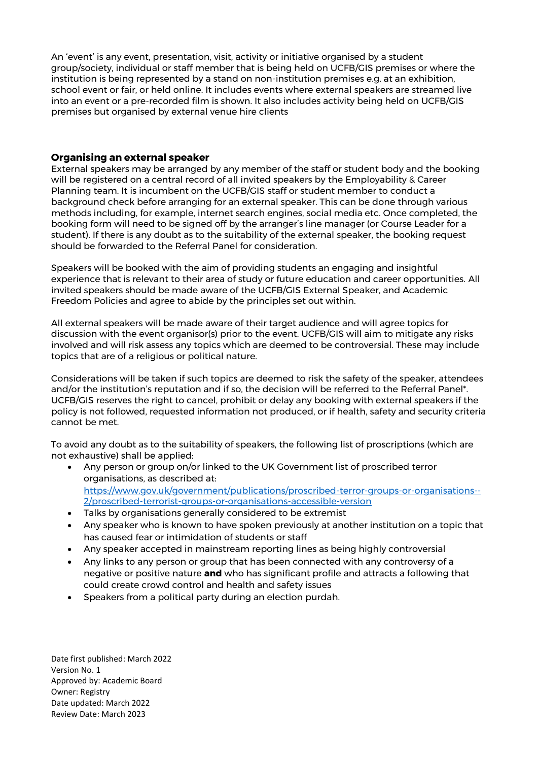An 'event' is any event, presentation, visit, activity or initiative organised by a student group/society, individual or staff member that is being held on UCFB/GIS premises or where the institution is being represented by a stand on non-institution premises e.g. at an exhibition, school event or fair, or held online. It includes events where external speakers are streamed live into an event or a pre-recorded film is shown. It also includes activity being held on UCFB/GIS premises but organised by external venue hire clients

### Organising an external speaker

External speakers may be arranged by any member of the staff or student body and the booking will be registered on a central record of all invited speakers by the Employability & Career Planning team. It is incumbent on the UCFB/GIS staff or student member to conduct a background check before arranging for an external speaker. This can be done through various methods including, for example, internet search engines, social media etc. Once completed, the booking form will need to be signed off by the arranger's line manager (or Course Leader for a student). If there is any doubt as to the suitability of the external speaker, the booking request should be forwarded to the Referral Panel for consideration.

Speakers will be booked with the aim of providing students an engaging and insightful experience that is relevant to their area of study or future education and career opportunities. All invited speakers should be made aware of the UCFB/GIS External Speaker, and Academic Freedom Policies and agree to abide by the principles set out within.

All external speakers will be made aware of their target audience and will agree topics for discussion with the event organisor(s) prior to the event. UCFB/GIS will aim to mitigate any risks involved and will risk assess any topics which are deemed to be controversial. These may include topics that are of a religious or political nature.

Considerations will be taken if such topics are deemed to risk the safety of the speaker, attendees and/or the institution's reputation and if so, the decision will be referred to the Referral Panel*. UCFB/GIS reserves the right to cancel, prohibit or delay any booking with external speakers if the policy is not followed, requested information not produced, or if health, safety and security criteria cannot be met.

To avoid any doubt as to the suitability of speakers, the following list of proscriptions (which are not exhaustive) shall be applied:

- Any person or group on/or linked to the UK Government list of proscribed terror organisations, as described at: https://www.gov.uk/government/publications/proscribed-terror-groups-or-organisations--2/proscribed-terrorist-groups-or-organisations-accessible-version
- Talks by organisations generally considered to be extremist
- Any speaker who is known to have spoken previously at another institution on a topic that has caused fear or intimidation of students or staff
- Any speaker accepted in mainstream reporting lines as being highly controversial
- Any links to any person or group that has been connected with any controversy of a negative or positive nature **and** who has significant profile and attracts a following that could create crowd control and health and safety issues
- Speakers from a political party during an election purdah.

Date first published: March 2022
Version No. 1
Approved by: Academic Board
Owner: Registry
Date updated: March 2022
Review Date: March 2023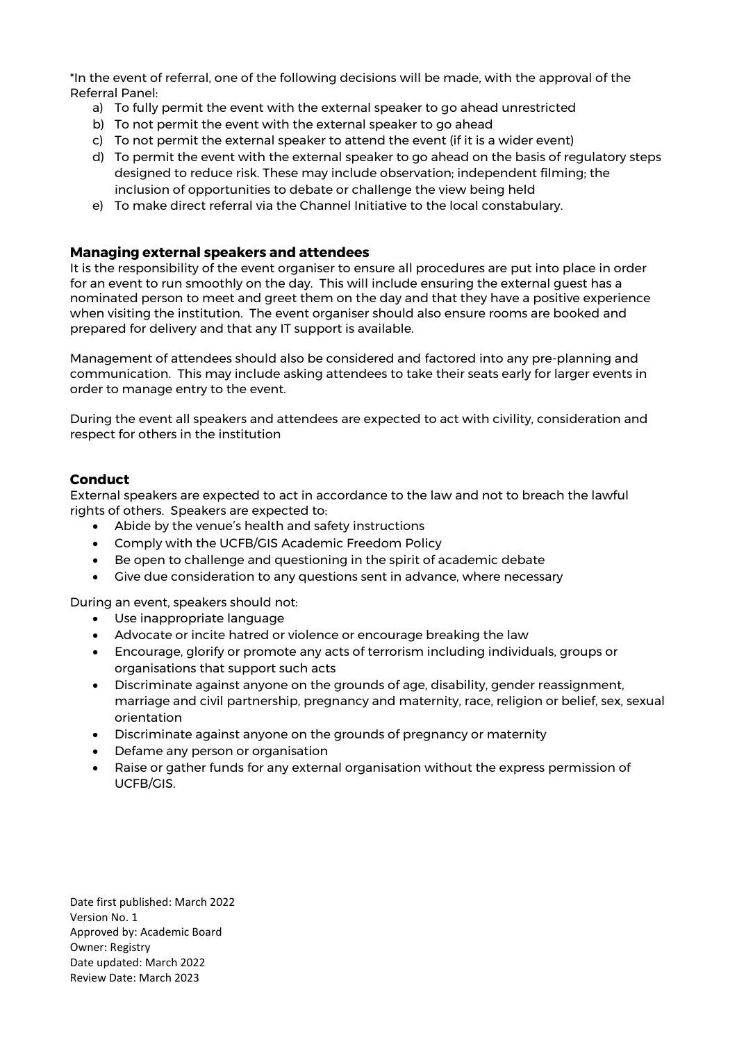*In the event of referral, one of the following decisions will be made, with the approval of the Referral Panel:

a) To fully permit the event with the external speaker to go ahead unrestricted
b) To not permit the event with the external speaker to go ahead
c) To not permit the external speaker to attend the event (if it is a wider event)
d) To permit the event with the external speaker to go ahead on the basis of regulatory steps designed to reduce risk. These may include observation; independent filming; the inclusion of opportunities to debate or challenge the view being held
e) To make direct referral via the Channel Initiative to the local constabulary.

## Managing external speakers and attendees

It is the responsibility of the event organiser to ensure all procedures are put into place in order for an event to run smoothly on the day. This will include ensuring the external guest has a nominated person to meet and greet them on the day and that they have a positive experience when visiting the institution. The event organiser should also ensure rooms are booked and prepared for delivery and that any IT support is available.

Management of attendees should also be considered and factored into any pre-planning and communication. This may include asking attendees to take their seats early for larger events in order to manage entry to the event.

During the event all speakers and attendees are expected to act with civility, consideration and respect for others in the institution

## Conduct

External speakers are expected to act in accordance to the law and not to breach the lawful rights of others. Speakers are expected to:

- Abide by the venue's health and safety instructions
- Comply with the UCFB/GIS Academic Freedom Policy
- Be open to challenge and questioning in the spirit of academic debate
- Give due consideration to any questions sent in advance, where necessary

During an event, speakers should not:

- Use inappropriate language
- Advocate or incite hatred or violence or encourage breaking the law
- Encourage, glorify or promote any acts of terrorism including individuals, groups or organisations that support such acts
- Discriminate against anyone on the grounds of age, disability, gender reassignment, marriage and civil partnership, pregnancy and maternity, race, religion or belief, sex, sexual orientation
- Discriminate against anyone on the grounds of pregnancy or maternity
- Defame any person or organisation
- Raise or gather funds for any external organisation without the express permission of UCFB/GIS.

Date first published: March 2022
Version No. 1
Approved by: Academic Board
Owner: Registry
Date updated: March 2022
Review Date: March 2023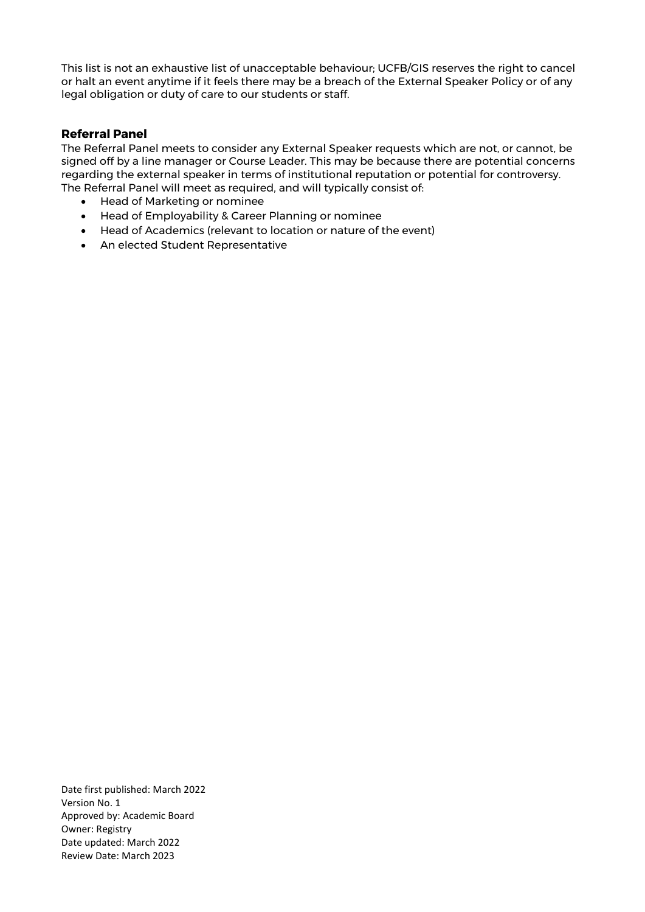This list is not an exhaustive list of unacceptable behaviour; UCFB/GIS reserves the right to cancel or halt an event anytime if it feels there may be a breach of the External Speaker Policy or of any legal obligation or duty of care to our students or staff.

### Referral Panel

The Referral Panel meets to consider any External Speaker requests which are not, or cannot, be signed off by a line manager or Course Leader. This may be because there are potential concerns regarding the external speaker in terms of institutional reputation or potential for controversy. The Referral Panel will meet as required, and will typically consist of:

- Head of Marketing or nominee
- Head of Employability & Career Planning or nominee
- Head of Academics (relevant to location or nature of the event)
- An elected Student Representative

Date first published: March 2022
Version No. 1
Approved by: Academic Board
Owner: Registry
Date updated: March 2022
Review Date: March 2023